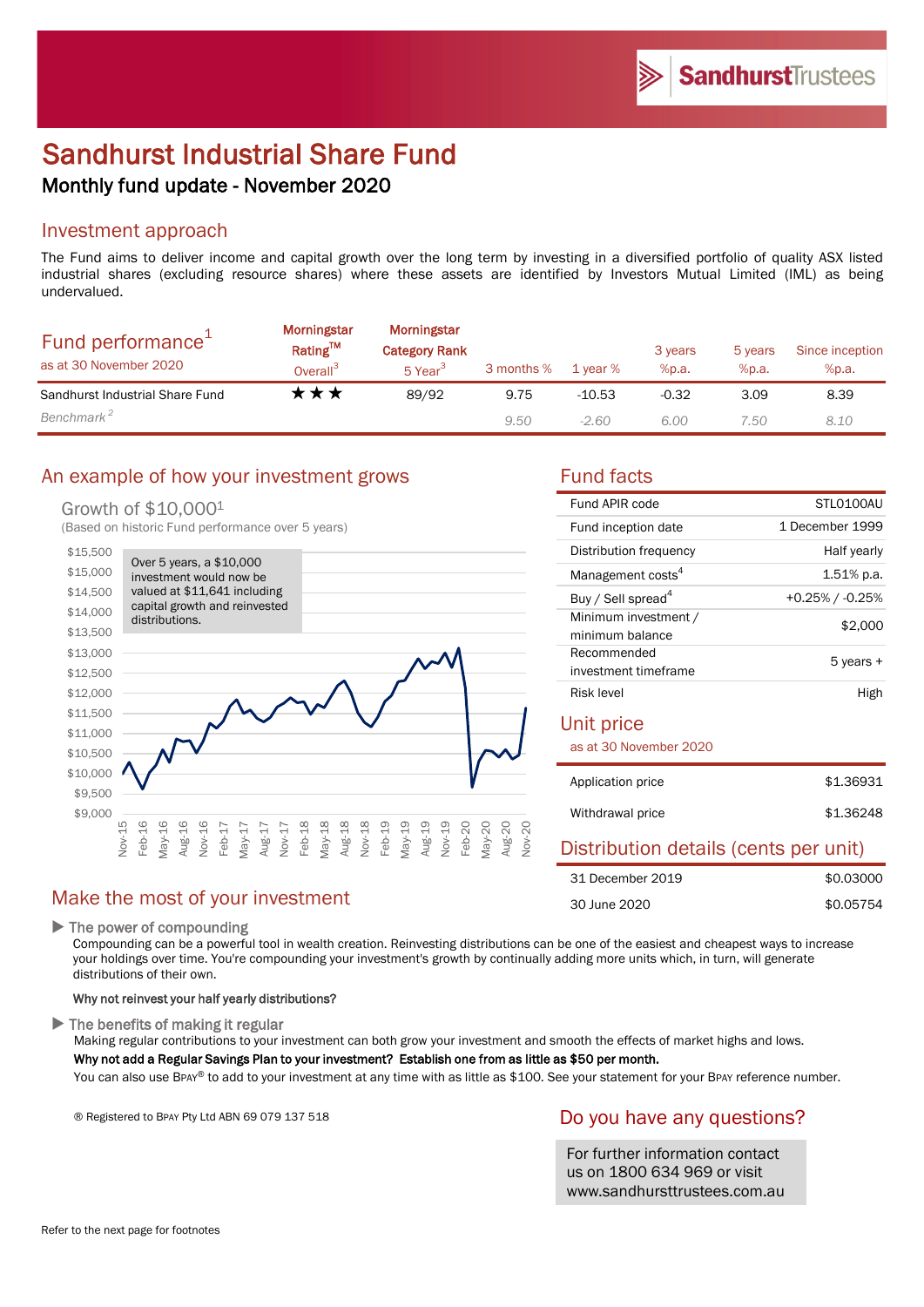# Sandhurst Industrial Share Fund

## Monthly fund update - November 2020

## Investment approach

The Fund aims to deliver income and capital growth over the long term by investing in a diversified portfolio of quality ASX listed industrial shares (excluding resource shares) where these assets are identified by Investors Mutual Limited (IML) as being undervalued.

## Fund performance[1]

as at 30 November 2020

| | Morningstar Rating™ Overall[3] | Morningstar Category Rank 5 Year[3] | 3 months % | 1 year % | 3 years %p.a. | 5 years %p.a. | Since inception %p.a. |
|---|---|---|---|---|---|---|---|
| Sandhurst Industrial Share Fund | ★★★ | 89/92 | 9.75 | -10.53 | -0.32 | 3.09 | 8.39 |
| *Benchmark*[2] | | | *9.50* | *-2.60* | *6.00* | *7.50* | *8.10* |

## An example of how your investment grows

Growth of $10,000[1]

(Based on historic Fund performance over 5 years)

Over 5 years, a $10,000 investment would now be valued at $11,641 including capital growth and reinvested distributions.

## Fund facts

| | |
|---|---|
| Fund APIR code | STL0100AU |
| Fund inception date | 1 December 1999 |
| Distribution frequency | Half yearly |
| Management costs[4] | 1.51% p.a. |
| Buy / Sell spread[4] | +0.25% / -0.25% |
| Minimum investment / minimum balance | $2,000 |
| Recommended investment timeframe | 5 years + |
| Risk level | High |

## Unit price

as at 30 November 2020

| | |
|---|---|
| Application price | $1.36931 |
| Withdrawal price | $1.36248 |

## Distribution details (cents per unit)

| | |
|---|---|
| 31 December 2019 | $0.03000 |
| 30 June 2020 | $0.05754 |

## Make the most of your investment

### ▶ The power of compounding

Compounding can be a powerful tool in wealth creation. Reinvesting distributions can be one of the easiest and cheapest ways to increase your holdings over time. You're compounding your investment's growth by continually adding more units which, in turn, will generate distributions of their own.

**Why not reinvest your half yearly distributions?**

### ▶ The benefits of making it regular

Making regular contributions to your investment can both grow your investment and smooth the effects of market highs and lows.

**Why not add a Regular Savings Plan to your investment? Establish one from as little as $50 per month.**

You can also use BPAY® to add to your investment at any time with as little as $100. See your statement for your BPAY reference number.

® Registered to BPAY Pty Ltd ABN 69 079 137 518

## Do you have any questions?

For further information contact us on 1800 634 969 or visit www.sandhursttrustees.com.au

Refer to the next page for footnotes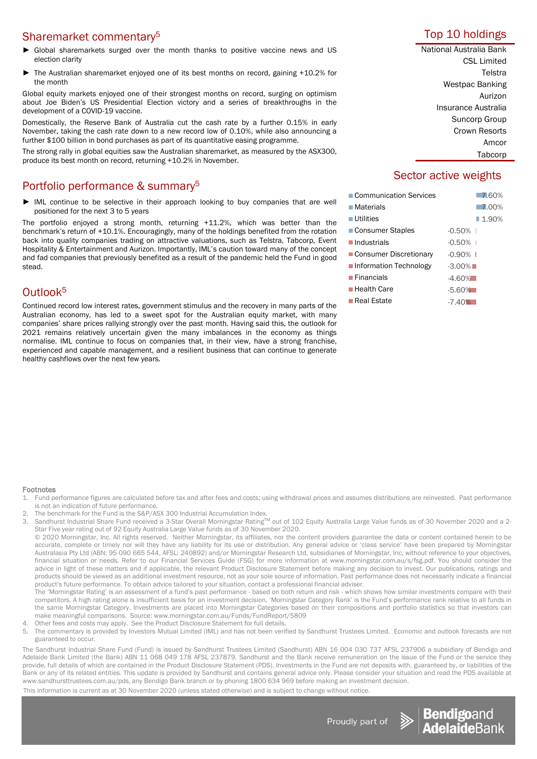## Sharemarket commentary[5]

- Global sharemarkets surged over the month thanks to positive vaccine news and US election clarity
- The Australian sharemarket enjoyed one of its best months on record, gaining +10.2% for the month

Global equity markets enjoyed one of their strongest months on record, surging on optimism about Joe Biden's US Presidential Election victory and a series of breakthroughs in the development of a COVID-19 vaccine.

Domestically, the Reserve Bank of Australia cut the cash rate by a further 0.15% in early November, taking the cash rate down to a new record low of 0.10%, while also announcing a further $100 billion in bond purchases as part of its quantitative easing programme.

The strong rally in global equities saw the Australian sharemarket, as measured by the ASX300, produce its best month on record, returning +10.2% in November.

## Portfolio performance & summary[5]

- IML continue to be selective in their approach looking to buy companies that are well positioned for the next 3 to 5 years

The portfolio enjoyed a strong month, returning +11.2%, which was better than the benchmark's return of +10.1%. Encouragingly, many of the holdings benefited from the rotation back into quality companies trading on attractive valuations, such as Telstra, Tabcorp, Event Hospitality & Entertainment and Aurizon. Importantly, IML's caution toward many of the concept and fad companies that previously benefited as a result of the pandemic held the Fund in good stead.

## Outlook[5]

Continued record low interest rates, government stimulus and the recovery in many parts of the Australian economy, has led to a sweet spot for the Australian equity market, with many companies' share prices rallying strongly over the past month. Having said this, the outlook for 2021 remains relatively uncertain given the many imbalances in the economy as things normalise. IML continue to focus on companies that, in their view, have a strong franchise, experienced and capable management, and a resilient business that can continue to generate healthy cashflows over the next few years.

## Top 10 holdings

National Australia Bank
CSL Limited
Telstra
Westpac Banking
Aurizon
Insurance Australia
Suncorp Group
Crown Resorts
Amcor
Tabcorp

## Sector active weights

Communication Services 7.60%
Materials 7.00%
Utilities 1.90%
Consumer Staples -0.50%
Industrials -0.50%
Consumer Discretionary -0.90%
Information Technology -3.00%
Financials -4.60%
Health Care -5.60%
Real Estate -7.40%

**Footnotes**

1. Fund performance figures are calculated before tax and after fees and costs; using withdrawal prices and assumes distributions are reinvested. Past performance is not an indication of future performance.
2. The benchmark for the Fund is the S&P/ASX 300 Industrial Accumulation Index.
3. Sandhurst Industrial Share Fund received a 3-Star Overall Morningstar Rating™ out of 102 Equity Australia Large Value funds as of 30 November 2020 and a 2-Star Five year rating out of 92 Equity Australia Large Value funds as of 30 November 2020.
   © 2020 Morningstar, Inc. All rights reserved. Neither Morningstar, its affiliates, nor the content providers guarantee the data or content contained herein to be accurate, complete or timely nor will they have any liability for its use or distribution. Any general advice or 'class service' have been prepared by Morningstar Australasia Pty Ltd (ABN: 95 090 665 544, AFSL: 240892) and/or Morningstar Research Ltd, subsidiaries of Morningstar, Inc, without reference to your objectives, financial situation or needs. Refer to our Financial Services Guide (FSG) for more information at www.morningstar.com.au/s/fsg.pdf. You should consider the advice in light of these matters and if applicable, the relevant Product Disclosure Statement before making any decision to invest. Our publications, ratings and products should be viewed as an additional investment resource, not as your sole source of information. Past performance does not necessarily indicate a financial product's future performance. To obtain advice tailored to your situation, contact a professional financial adviser.
   The 'Morningstar Rating' is an assessment of a fund's past performance - based on both return and risk - which shows how similar investments compare with their competitors. A high rating alone is insufficient basis for an investment decision. 'Morningstar Category Rank' is the Fund's performance rank relative to all funds in the same Morningstar Category. Investments are placed into Morningstar Categories based on their compositions and portfolio statistics so that investors can make meaningful comparisons. Source: www.morningstar.com.au/Funds/FundReport/5809
4. Other fees and costs may apply. See the Product Disclosure Statement for full details.
5. The commentary is provided by Investors Mutual Limited (IML) and has not been verified by Sandhurst Trustees Limited. Economic and outlook forecasts are not guaranteed to occur.

The Sandhurst Industrial Share Fund (Fund) is issued by Sandhurst Trustees Limited (Sandhurst) ABN 16 004 030 737 AFSL 237906 a subsidiary of Bendigo and Adelaide Bank Limited (the Bank) ABN 11 068 049 178 AFSL 237879. Sandhurst and the Bank receive remuneration on the issue of the Fund or the service they provide, full details of which are contained in the Product Disclosure Statement (PDS). Investments in the Fund are not deposits with, guaranteed by, or liabilities of the Bank or any of its related entities. This update is provided by Sandhurst and contains general advice only. Please consider your situation and read the PDS available at www.sandhursttrustees.com.au/pds, any Bendigo Bank branch or by phoning 1800 634 969 before making an investment decision.

This information is current as at 30 November 2020 (unless stated otherwise) and is subject to change without notice.

Proudly part of Bendigo and Adelaide Bank